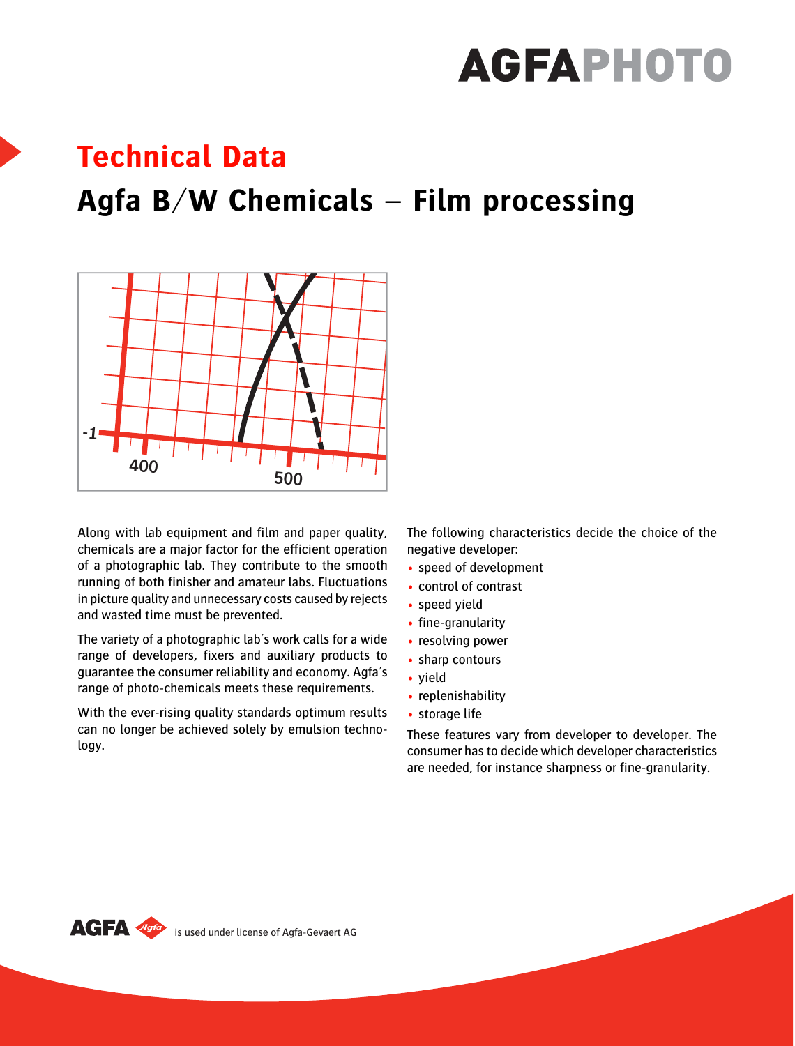# Technical Data

## Agfa B/W Chemicals – Film processing

-1

400

500

Along with lab equipment and film and paper quality, chemicals are a major factor for the efficient operation of a photographic lab. They contribute to the smooth running of both finisher and amateur labs. Fluctuations in picture quality and unnecessary costs caused by rejects and wasted time must be prevented.

The variety of a photographic lab's work calls for a wide range of developers, fixers and auxiliary products to guarantee the consumer reliability and economy. Agfa's range of photo-chemicals meets these requirements.

With the ever-rising quality standards optimum results can no longer be achieved solely by emulsion technology.

The following characteristics decide the choice of the negative developer:

- speed of development
- control of contrast
- speed yield
- fine-granularity
- resolving power
- sharp contours
- yield
- replenishability
- storage life

These features vary from developer to developer. The consumer has to decide which developer characteristics are needed, for instance sharpness or fine-granularity.

AGFA is used under license of Agfa-Gevaert AG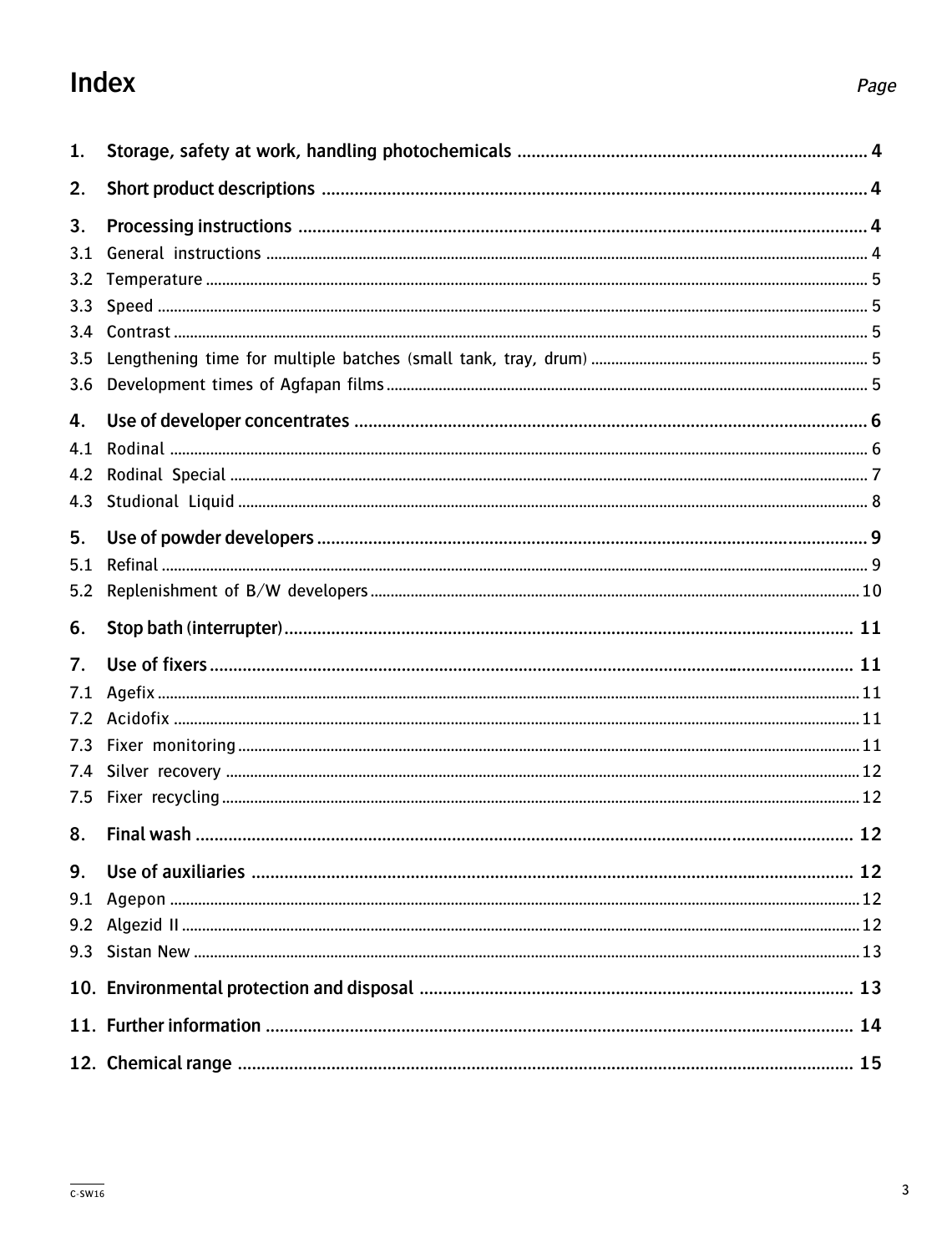# Index

*Page*

| | | |
|---|---|---|
| **1.** | **Storage, safety at work, handling photochemicals** | **4** |
| **2.** | **Short product descriptions** | **4** |
| **3.** | **Processing instructions** | **4** |
| 3.1 | General instructions | 4 |
| 3.2 | Temperature | 5 |
| 3.3 | Speed | 5 |
| 3.4 | Contrast | 5 |
| 3.5 | Lengthening time for multiple batches (small tank, tray, drum) | 5 |
| 3.6 | Development times of Agfapan films | 5 |
| **4.** | **Use of developer concentrates** | **6** |
| 4.1 | Rodinal | 6 |
| 4.2 | Rodinal Special | 7 |
| 4.3 | Studional Liquid | 8 |
| **5.** | **Use of powder developers** | **9** |
| 5.1 | Refinal | 9 |
| 5.2 | Replenishment of B/W developers | 10 |
| **6.** | **Stop bath (interrupter)** | **11** |
| **7.** | **Use of fixers** | **11** |
| 7.1 | Agefix | 11 |
| 7.2 | Acidofix | 11 |
| 7.3 | Fixer monitoring | 11 |
| 7.4 | Silver recovery | 12 |
| 7.5 | Fixer recycling | 12 |
| **8.** | **Final wash** | **12** |
| **9.** | **Use of auxiliaries** | **12** |
| 9.1 | Agepon | 12 |
| 9.2 | Algezid II | 12 |
| 9.3 | Sistan New | 13 |
| **10.** | **Environmental protection and disposal** | **13** |
| **11.** | **Further information** | **14** |
| **12.** | **Chemical range** | **15** |

C-SW16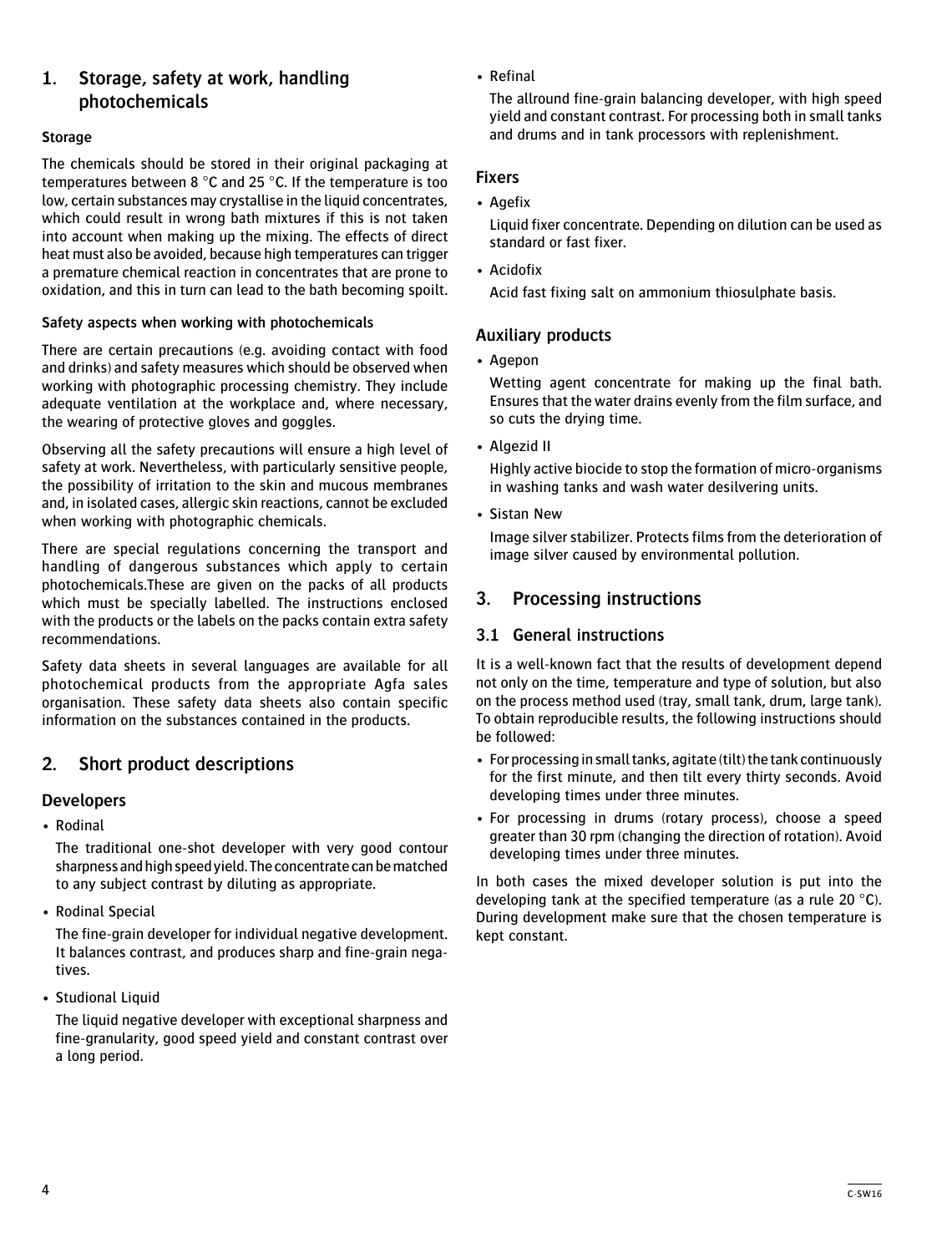## 1. Storage, safety at work, handling photochemicals

### Storage

The chemicals should be stored in their original packaging at temperatures between 8 °C and 25 °C. If the temperature is too low, certain substances may crystallise in the liquid concentrates, which could result in wrong bath mixtures if this is not taken into account when making up the mixing. The effects of direct heat must also be avoided, because high temperatures can trigger a premature chemical reaction in concentrates that are prone to oxidation, and this in turn can lead to the bath becoming spoilt.

### Safety aspects when working with photochemicals

There are certain precautions (e.g. avoiding contact with food and drinks) and safety measures which should be observed when working with photographic processing chemistry. They include adequate ventilation at the workplace and, where necessary, the wearing of protective gloves and goggles.

Observing all the safety precautions will ensure a high level of safety at work. Nevertheless, with particularly sensitive people, the possibility of irritation to the skin and mucous membranes and, in isolated cases, allergic skin reactions, cannot be excluded when working with photographic chemicals.

There are special regulations concerning the transport and handling of dangerous substances which apply to certain photochemicals.These are given on the packs of all products which must be specially labelled. The instructions enclosed with the products or the labels on the packs contain extra safety recommendations.

Safety data sheets in several languages are available for all photochemical products from the appropriate Agfa sales organisation. These safety data sheets also contain specific information on the substances contained in the products.

## 2. Short product descriptions

### Developers

- Rodinal

  The traditional one-shot developer with very good contour sharpness and high speed yield. The concentrate can be matched to any subject contrast by diluting as appropriate.

- Rodinal Special

  The fine-grain developer for individual negative development. It balances contrast, and produces sharp and fine-grain negatives.

- Studional Liquid

  The liquid negative developer with exceptional sharpness and fine-granularity, good speed yield and constant contrast over a long period.

- Refinal

  The allround fine-grain balancing developer, with high speed yield and constant contrast. For processing both in small tanks and drums and in tank processors with replenishment.

### Fixers

- Agefix

  Liquid fixer concentrate. Depending on dilution can be used as standard or fast fixer.

- Acidofix

  Acid fast fixing salt on ammonium thiosulphate basis.

### Auxiliary products

- Agepon

  Wetting agent concentrate for making up the final bath. Ensures that the water drains evenly from the film surface, and so cuts the drying time.

- Algezid II

  Highly active biocide to stop the formation of micro-organisms in washing tanks and wash water desilvering units.

- Sistan New

  Image silver stabilizer. Protects films from the deterioration of image silver caused by environmental pollution.

## 3. Processing instructions

### 3.1 General instructions

It is a well-known fact that the results of development depend not only on the time, temperature and type of solution, but also on the process method used (tray, small tank, drum, large tank). To obtain reproducible results, the following instructions should be followed:

- For processing in small tanks, agitate (tilt) the tank continuously for the first minute, and then tilt every thirty seconds. Avoid developing times under three minutes.
- For processing in drums (rotary process), choose a speed greater than 30 rpm (changing the direction of rotation). Avoid developing times under three minutes.

In both cases the mixed developer solution is put into the developing tank at the specified temperature (as a rule 20 °C). During development make sure that the chosen temperature is kept constant.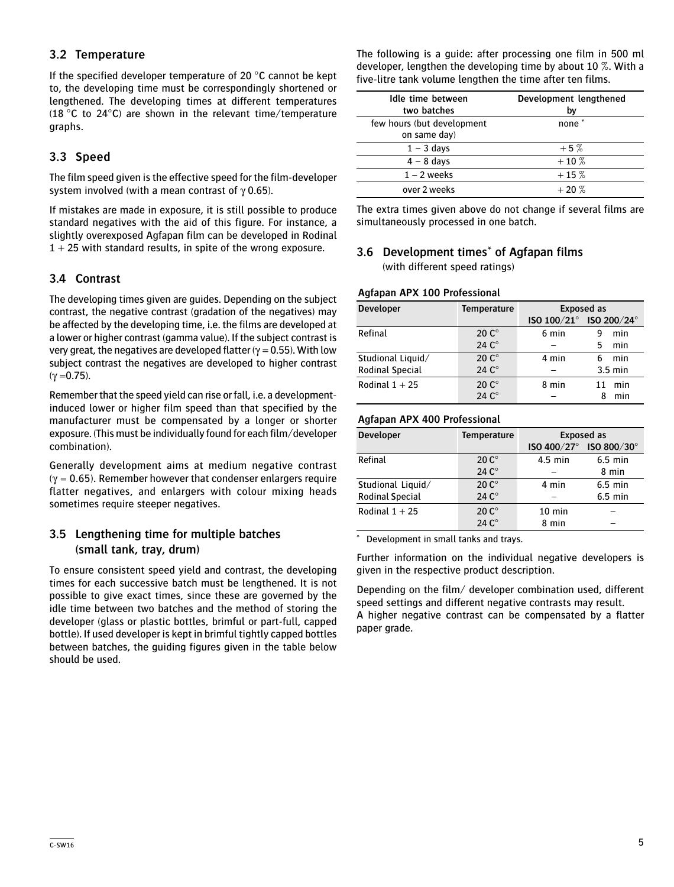## 3.2 Temperature

If the specified developer temperature of 20 °C cannot be kept to, the developing time must be correspondingly shortened or lengthened. The developing times at different temperatures (18 °C to 24°C) are shown in the relevant time/temperature graphs.

## 3.3 Speed

The film speed given is the effective speed for the film-developer system involved (with a mean contrast of $\gamma$ 0.65).

If mistakes are made in exposure, it is still possible to produce standard negatives with the aid of this figure. For instance, a slightly overexposed Agfapan film can be developed in Rodinal 1 + 25 with standard results, in spite of the wrong exposure.

## 3.4 Contrast

The developing times given are guides. Depending on the subject contrast, the negative contrast (gradation of the negatives) may be affected by the developing time, i.e. the films are developed at a lower or higher contrast (gamma value). If the subject contrast is very great, the negatives are developed flatter ($\gamma = 0.55$). With low subject contrast the negatives are developed to higher contrast ($\gamma = 0.75$).

Remember that the speed yield can rise or fall, i.e. a development-induced lower or higher film speed than that specified by the manufacturer must be compensated by a longer or shorter exposure. (This must be individually found for each film/developer combination).

Generally development aims at medium negative contrast ($\gamma = 0.65$). Remember however that condenser enlargers require flatter negatives, and enlargers with colour mixing heads sometimes require steeper negatives.

## 3.5 Lengthening time for multiple batches (small tank, tray, drum)

To ensure consistent speed yield and contrast, the developing times for each successive batch must be lengthened. It is not possible to give exact times, since these are governed by the idle time between two batches and the method of storing the developer (glass or plastic bottles, brimful or part-full, capped bottle). If used developer is kept in brimful tightly capped bottles between batches, the guiding figures given in the table below should be used.

The following is a guide: after processing one film in 500 ml developer, lengthen the developing time by about 10 %. With a five-litre tank volume lengthen the time after ten films.

| Idle time between two batches | Development lengthened by |
|---|---|
| few hours (but development on same day) | none * |
| 1 – 3 days | + 5 % |
| 4 – 8 days | + 10 % |
| 1 – 2 weeks | + 15 % |
| over 2 weeks | + 20 % |

The extra times given above do not change if several films are simultaneously processed in one batch.

## 3.6 Development times* of Agfapan films

(with different speed ratings)

**Agfapan APX 100 Professional**

| Developer | Temperature | Exposed as | |
|---|---|---|---|
| | | ISO 100/21° | ISO 200/24° |
| Refinal | 20 C° | 6 min | 9 min |
| | 24 C° | – | 5 min |
| Studional Liquid/ Rodinal Special | 20 C° | 4 min | 6 min |
| | 24 C° | – | 3.5 min |
| Rodinal 1 + 25 | 20 C° | 8 min | 11 min |
| | 24 C° | – | 8 min |

**Agfapan APX 400 Professional**

| Developer | Temperature | Exposed as | |
|---|---|---|---|
| | | ISO 400/27° | ISO 800/30° |
| Refinal | 20 C° | 4.5 min | 6.5 min |
| | 24 C° | – | 8 min |
| Studional Liquid/ Rodinal Special | 20 C° | 4 min | 6.5 min |
| | 24 C° | – | 6.5 min |
| Rodinal 1 + 25 | 20 C° | 10 min | – |
| | 24 C° | 8 min | – |

* Development in small tanks and trays.

Further information on the individual negative developers is given in the respective product description.

Depending on the film/ developer combination used, different speed settings and different negative contrasts may result.
A higher negative contrast can be compensated by a flatter paper grade.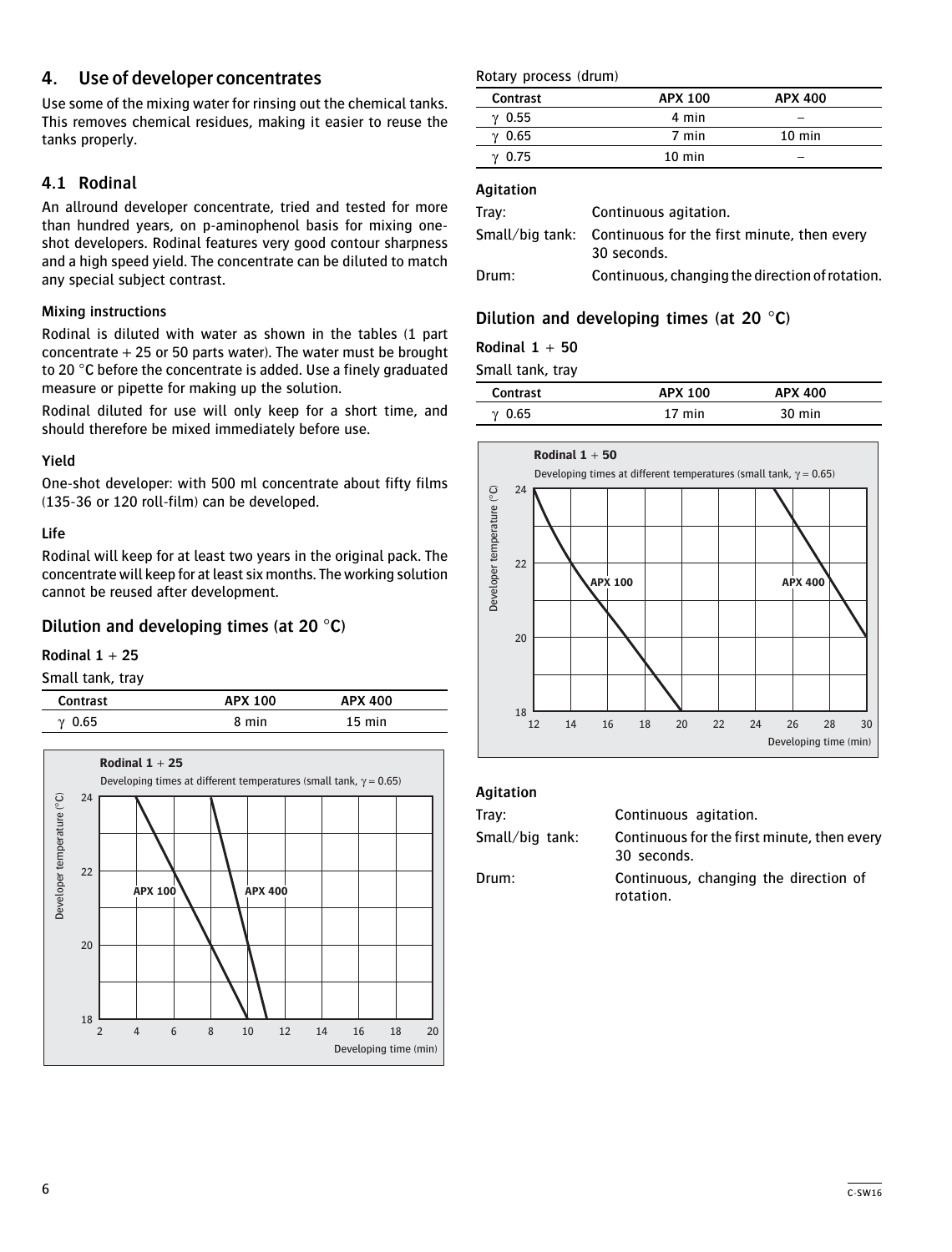## 4. Use of developer concentrates

Use some of the mixing water for rinsing out the chemical tanks. This removes chemical residues, making it easier to reuse the tanks properly.

### 4.1 Rodinal

An allround developer concentrate, tried and tested for more than hundred years, on p-aminophenol basis for mixing one-shot developers. Rodinal features very good contour sharpness and a high speed yield. The concentrate can be diluted to match any special subject contrast.

#### Mixing instructions

Rodinal is diluted with water as shown in the tables (1 part concentrate + 25 or 50 parts water). The water must be brought to 20 °C before the concentrate is added. Use a finely graduated measure or pipette for making up the solution.

Rodinal diluted for use will only keep for a short time, and should therefore be mixed immediately before use.

#### Yield

One-shot developer: with 500 ml concentrate about fifty films (135-36 or 120 roll-film) can be developed.

#### Life

Rodinal will keep for at least two years in the original pack. The concentrate will keep for at least six months. The working solution cannot be reused after development.

### Dilution and developing times (at 20 °C)

**Rodinal 1 + 25**

Small tank, tray

| Contrast | APX 100 | APX 400 |
|---|---|---|
| γ 0.65 | 8 min | 15 min |

**Rodinal 1 + 25**
Developing times at different temperatures (small tank, γ = 0.65)
Developer temperature (°C)
24
22
20
18
APX 100
APX 400
2 4 6 8 10 12 14 16 18 20
Developing time (min)

Rotary process (drum)

| Contrast | APX 100 | APX 400 |
|---|---|---|
| γ 0.55 | 4 min | – |
| γ 0.65 | 7 min | 10 min |
| γ 0.75 | 10 min | – |

#### Agitation

Tray: Continuous agitation.

Small/big tank: Continuous for the first minute, then every 30 seconds.

Drum: Continuous, changing the direction of rotation.

### Dilution and developing times (at 20 °C)

**Rodinal 1 + 50**

Small tank, tray

| Contrast | APX 100 | APX 400 |
|---|---|---|
| γ 0.65 | 17 min | 30 min |

**Rodinal 1 + 50**
Developing times at different temperatures (small tank, γ = 0.65)
Developer temperature (°C)
24
22
20
18
APX 100
APX 400
12 14 16 18 20 22 24 26 28 30
Developing time (min)

#### Agitation

Tray: Continuous agitation.

Small/big tank: Continuous for the first minute, then every 30 seconds.

Drum: Continuous, changing the direction of rotation.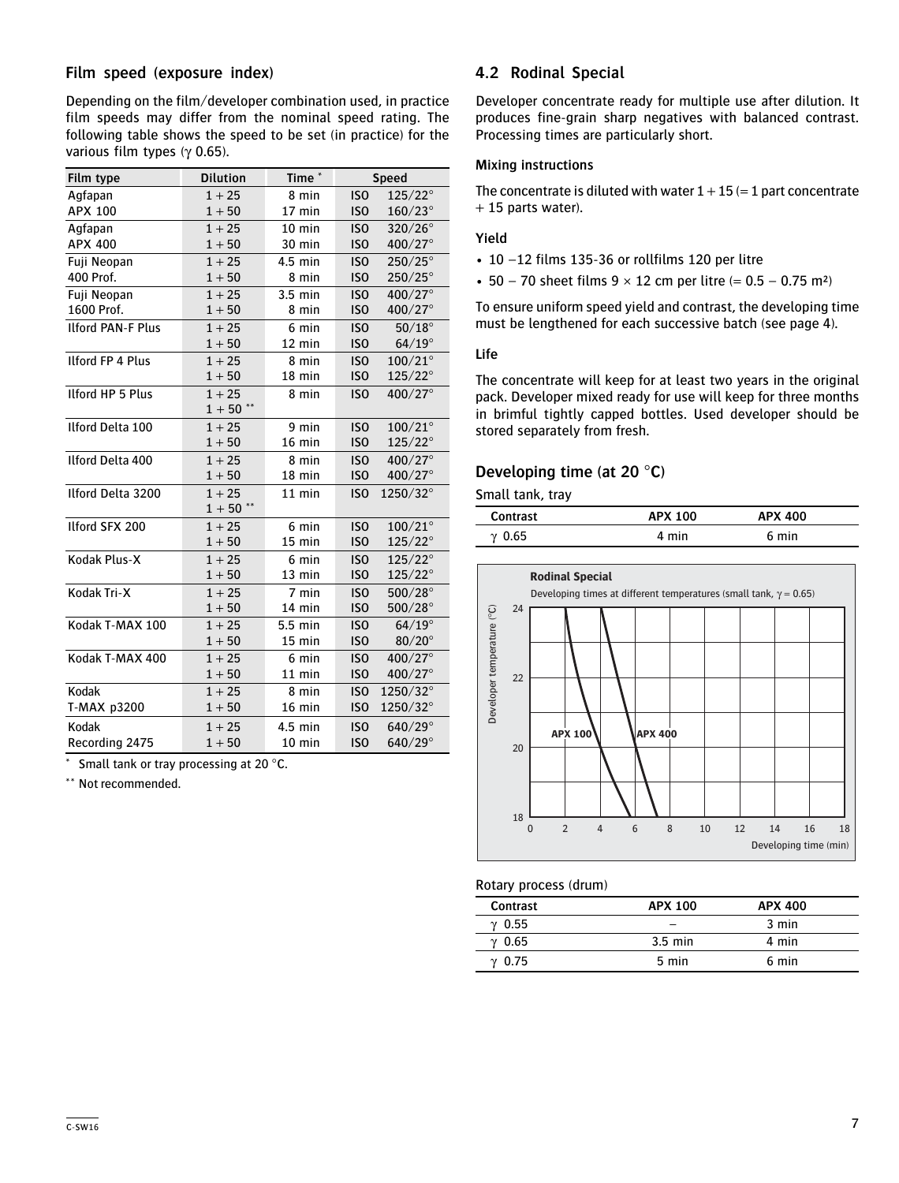### Film speed (exposure index)

Depending on the film/developer combination used, in practice film speeds may differ from the nominal speed rating. The following table shows the speed to be set (in practice) for the various film types (γ 0.65).

| Film type | Dilution | Time * | Speed |
|---|---|---|---|
| Agfapan APX 100 | 1 + 25 | 8 min | ISO 125/22° |
| | 1 + 50 | 17 min | ISO 160/23° |
| Agfapan APX 400 | 1 + 25 | 10 min | ISO 320/26° |
| | 1 + 50 | 30 min | ISO 400/27° |
| Fuji Neopan 400 Prof. | 1 + 25 | 4.5 min | ISO 250/25° |
| | 1 + 50 | 8 min | ISO 250/25° |
| Fuji Neopan 1600 Prof. | 1 + 25 | 3.5 min | ISO 400/27° |
| | 1 + 50 | 8 min | ISO 400/27° |
| Ilford PAN-F Plus | 1 + 25 | 6 min | ISO 50/18° |
| | 1 + 50 | 12 min | ISO 64/19° |
| Ilford FP 4 Plus | 1 + 25 | 8 min | ISO 100/21° |
| | 1 + 50 | 18 min | ISO 125/22° |
| Ilford HP 5 Plus | 1 + 25 | 8 min | ISO 400/27° |
| | 1 + 50 ** | | |
| Ilford Delta 100 | 1 + 25 | 9 min | ISO 100/21° |
| | 1 + 50 | 16 min | ISO 125/22° |
| Ilford Delta 400 | 1 + 25 | 8 min | ISO 400/27° |
| | 1 + 50 | 18 min | ISO 400/27° |
| Ilford Delta 3200 | 1 + 25 | 11 min | ISO 1250/32° |
| | 1 + 50 ** | | |
| Ilford SFX 200 | 1 + 25 | 6 min | ISO 100/21° |
| | 1 + 50 | 15 min | ISO 125/22° |
| Kodak Plus-X | 1 + 25 | 6 min | ISO 125/22° |
| | 1 + 50 | 13 min | ISO 125/22° |
| Kodak Tri-X | 1 + 25 | 7 min | ISO 500/28° |
| | 1 + 50 | 14 min | ISO 500/28° |
| Kodak T-MAX 100 | 1 + 25 | 5.5 min | ISO 64/19° |
| | 1 + 50 | 15 min | ISO 80/20° |
| Kodak T-MAX 400 | 1 + 25 | 6 min | ISO 400/27° |
| | 1 + 50 | 11 min | ISO 400/27° |
| Kodak T-MAX p3200 | 1 + 25 | 8 min | ISO 1250/32° |
| | 1 + 50 | 16 min | ISO 1250/32° |
| Kodak Recording 2475 | 1 + 25 | 4.5 min | ISO 640/29° |
| | 1 + 50 | 10 min | ISO 640/29° |

\* Small tank or tray processing at 20 °C.

\** Not recommended.

## 4.2 Rodinal Special

Developer concentrate ready for multiple use after dilution. It produces fine-grain sharp negatives with balanced contrast. Processing times are particularly short.

#### Mixing instructions

The concentrate is diluted with water 1 + 15 (= 1 part concentrate + 15 parts water).

#### Yield

- 10 –12 films 135-36 or rollfilms 120 per litre
- 50 – 70 sheet films 9 × 12 cm per litre (= 0.5 – 0.75 m²)

To ensure uniform speed yield and contrast, the developing time must be lengthened for each successive batch (see page 4).

#### Life

The concentrate will keep for at least two years in the original pack. Developer mixed ready for use will keep for three months in brimful tightly capped bottles. Used developer should be stored separately from fresh.

### Developing time (at 20 °C)

Small tank, tray

| Contrast | APX 100 | APX 400 |
|---|---|---|
| γ 0.65 | 4 min | 6 min |

**Rodinal Special**

Developing times at different temperatures (small tank, γ = 0.65)

Developer temperature (°C)

24
22
20
18

APX 100
APX 400

0 2 4 6 8 10 12 14 16 18

Developing time (min)

Rotary process (drum)

| Contrast | APX 100 | APX 400 |
|---|---|---|
| γ 0.55 | – | 3 min |
| γ 0.65 | 3.5 min | 4 min |
| γ 0.75 | 5 min | 6 min |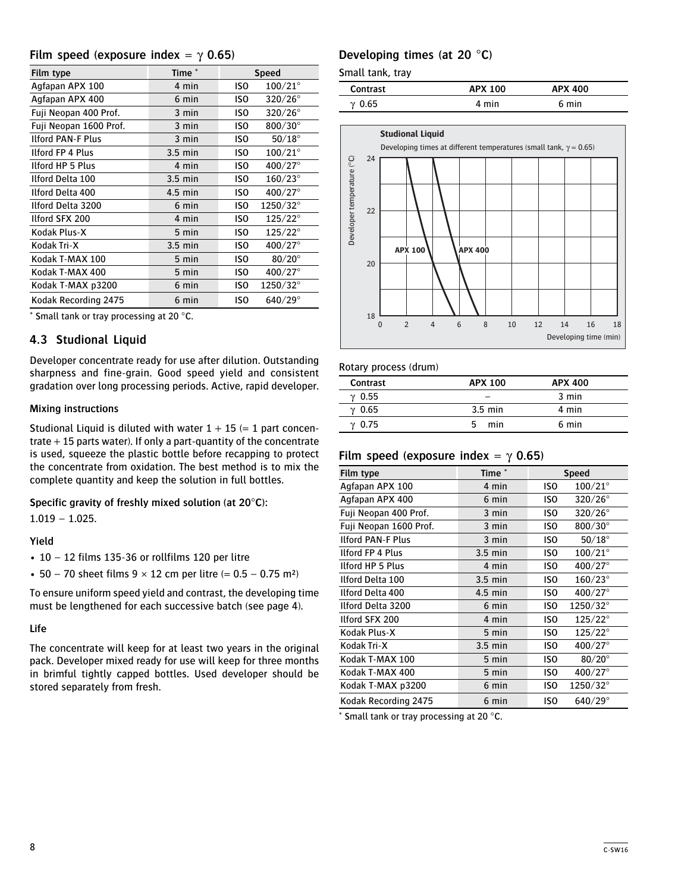## Film speed (exposure index = γ 0.65)

| Film type | Time * | Speed | |
|---|---|---|---|
| Agfapan APX 100 | 4 min | ISO | 100/21° |
| Agfapan APX 400 | 6 min | ISO | 320/26° |
| Fuji Neopan 400 Prof. | 3 min | ISO | 320/26° |
| Fuji Neopan 1600 Prof. | 3 min | ISO | 800/30° |
| Ilford PAN-F Plus | 3 min | ISO | 50/18° |
| Ilford FP 4 Plus | 3.5 min | ISO | 100/21° |
| Ilford HP 5 Plus | 4 min | ISO | 400/27° |
| Ilford Delta 100 | 3.5 min | ISO | 160/23° |
| Ilford Delta 400 | 4.5 min | ISO | 400/27° |
| Ilford Delta 3200 | 6 min | ISO | 1250/32° |
| Ilford SFX 200 | 4 min | ISO | 125/22° |
| Kodak Plus-X | 5 min | ISO | 125/22° |
| Kodak Tri-X | 3.5 min | ISO | 400/27° |
| Kodak T-MAX 100 | 5 min | ISO | 80/20° |
| Kodak T-MAX 400 | 5 min | ISO | 400/27° |
| Kodak T-MAX p3200 | 6 min | ISO | 1250/32° |
| Kodak Recording 2475 | 6 min | ISO | 640/29° |

* Small tank or tray processing at 20 °C.

## 4.3 Studional Liquid

Developer concentrate ready for use after dilution. Outstanding sharpness and fine-grain. Good speed yield and consistent gradation over long processing periods. Active, rapid developer.

### Mixing instructions

Studional Liquid is diluted with water 1 + 15 (= 1 part concentrate + 15 parts water). If only a part-quantity of the concentrate is used, squeeze the plastic bottle before recapping to protect the concentrate from oxidation. The best method is to mix the complete quantity and keep the solution in full bottles.

### Specific gravity of freshly mixed solution (at 20°C):

1.019 – 1.025.

### Yield

- 10 – 12 films 135-36 or rollfilms 120 per litre
- 50 – 70 sheet films 9 × 12 cm per litre (= 0.5 – 0.75 m²)

To ensure uniform speed yield and contrast, the developing time must be lengthened for each successive batch (see page 4).

### Life

The concentrate will keep for at least two years in the original pack. Developer mixed ready for use will keep for three months in brimful tightly capped bottles. Used developer should be stored separately from fresh.

## Developing times (at 20 °C)

Small tank, tray

| Contrast | APX 100 | APX 400 |
|---|---|---|
| γ 0.65 | 4 min | 6 min |

Studional Liquid

Developing times at different temperatures (small tank, γ = 0.65)

Developer temperature (°C)

24
22
20
18

APX 100
APX 400

0 2 4 6 8 10 12 14 16 18

Developing time (min)

Rotary process (drum)

| Contrast | APX 100 | APX 400 |
|---|---|---|
| γ 0.55 | – | 3 min |
| γ 0.65 | 3.5 min | 4 min |
| γ 0.75 | 5 min | 6 min |

## Film speed (exposure index = γ 0.65)

| Film type | Time * | Speed | |
|---|---|---|---|
| Agfapan APX 100 | 4 min | ISO | 100/21° |
| Agfapan APX 400 | 6 min | ISO | 320/26° |
| Fuji Neopan 400 Prof. | 3 min | ISO | 320/26° |
| Fuji Neopan 1600 Prof. | 3 min | ISO | 800/30° |
| Ilford PAN-F Plus | 3 min | ISO | 50/18° |
| Ilford FP 4 Plus | 3.5 min | ISO | 100/21° |
| Ilford HP 5 Plus | 4 min | ISO | 400/27° |
| Ilford Delta 100 | 3.5 min | ISO | 160/23° |
| Ilford Delta 400 | 4.5 min | ISO | 400/27° |
| Ilford Delta 3200 | 6 min | ISO | 1250/32° |
| Ilford SFX 200 | 4 min | ISO | 125/22° |
| Kodak Plus-X | 5 min | ISO | 125/22° |
| Kodak Tri-X | 3.5 min | ISO | 400/27° |
| Kodak T-MAX 100 | 5 min | ISO | 80/20° |
| Kodak T-MAX 400 | 5 min | ISO | 400/27° |
| Kodak T-MAX p3200 | 6 min | ISO | 1250/32° |
| Kodak Recording 2475 | 6 min | ISO | 640/29° |

* Small tank or tray processing at 20 °C.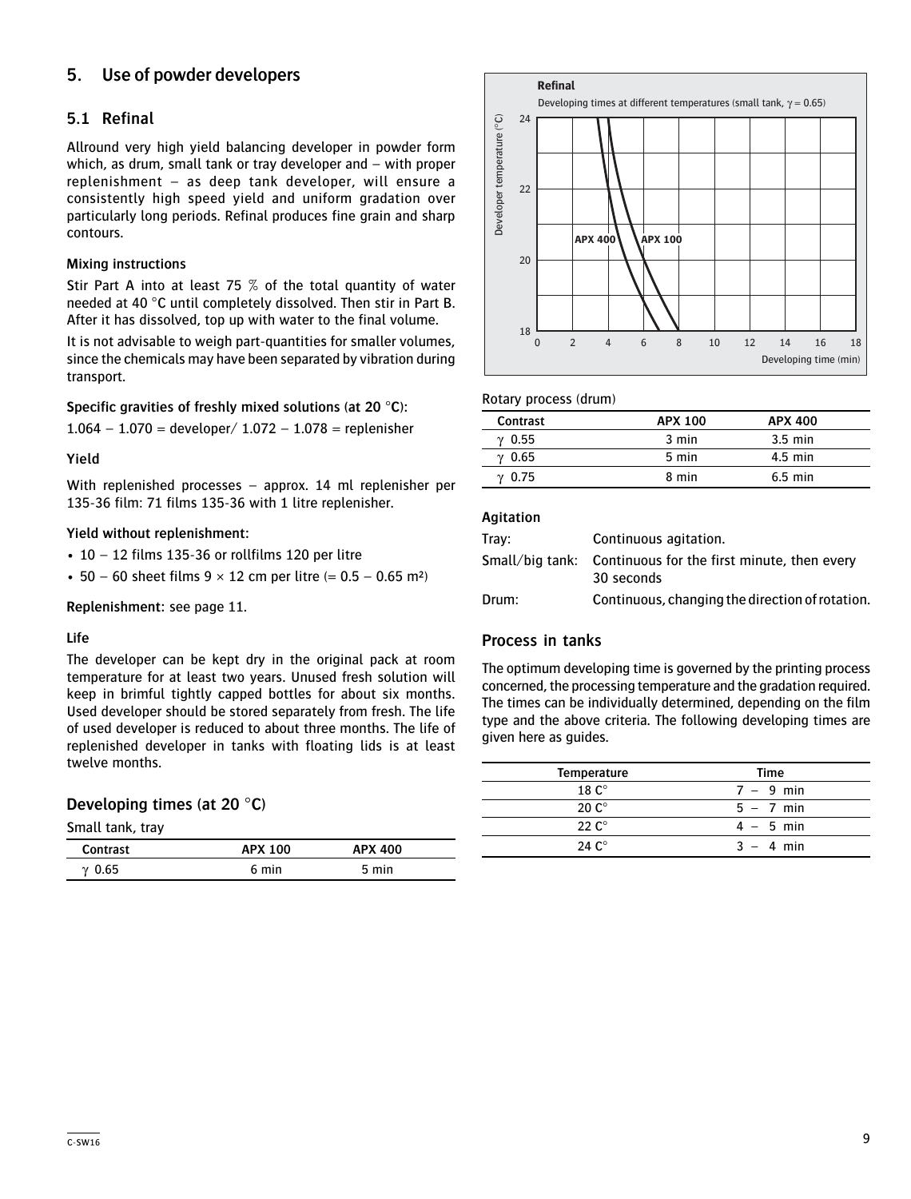## 5. Use of powder developers

### 5.1 Refinal

Allround very high yield balancing developer in powder form which, as drum, small tank or tray developer and – with proper replenishment – as deep tank developer, will ensure a consistently high speed yield and uniform gradation over particularly long periods. Refinal produces fine grain and sharp contours.

#### Mixing instructions

Stir Part A into at least 75 % of the total quantity of water needed at 40 °C until completely dissolved. Then stir in Part B. After it has dissolved, top up with water to the final volume.

It is not advisable to weigh part-quantities for smaller volumes, since the chemicals may have been separated by vibration during transport.

#### Specific gravities of freshly mixed solutions (at 20 °C):

1.064 – 1.070 = developer/ 1.072 – 1.078 = replenisher

#### Yield

With replenished processes – approx. 14 ml replenisher per 135-36 film: 71 films 135-36 with 1 litre replenisher.

#### Yield without replenishment:

- 10 – 12 films 135-36 or rollfilms 120 per litre
- 50 – 60 sheet films 9 × 12 cm per litre (= 0.5 – 0.65 m²)

**Replenishment**: see page 11.

#### Life

The developer can be kept dry in the original pack at room temperature for at least two years. Unused fresh solution will keep in brimful tightly capped bottles for about six months. Used developer should be stored separately from fresh. The life of used developer is reduced to about three months. The life of replenished developer in tanks with floating lids is at least twelve months.

### Developing times (at 20 °C)

Small tank, tray

| Contrast | APX 100 | APX 400 |
|---|---|---|
| γ 0.65 | 6 min | 5 min |

**Refinal**

Developing times at different temperatures (small tank, γ = 0.65)

Developer temperature (°C)

24
22
20
18

0 2 4 6 8 10 12 14 16 18

Developing time (min)

APX 400
APX 100

Rotary process (drum)

| Contrast | APX 100 | APX 400 |
|---|---|---|
| γ 0.55 | 3 min | 3.5 min |
| γ 0.65 | 5 min | 4.5 min |
| γ 0.75 | 8 min | 6.5 min |

#### Agitation

| | |
|---|---|
| Tray: | Continuous agitation. |
| Small/big tank: | Continuous for the first minute, then every 30 seconds |
| Drum: | Continuous, changing the direction of rotation. |

### Process in tanks

The optimum developing time is governed by the printing process concerned, the processing temperature and the gradation required. The times can be individually determined, depending on the film type and the above criteria. The following developing times are given here as guides.

| Temperature | Time |
|---|---|
| 18 C° | 7 – 9 min |
| 20 C° | 5 – 7 min |
| 22 C° | 4 – 5 min |
| 24 C° | 3 – 4 min |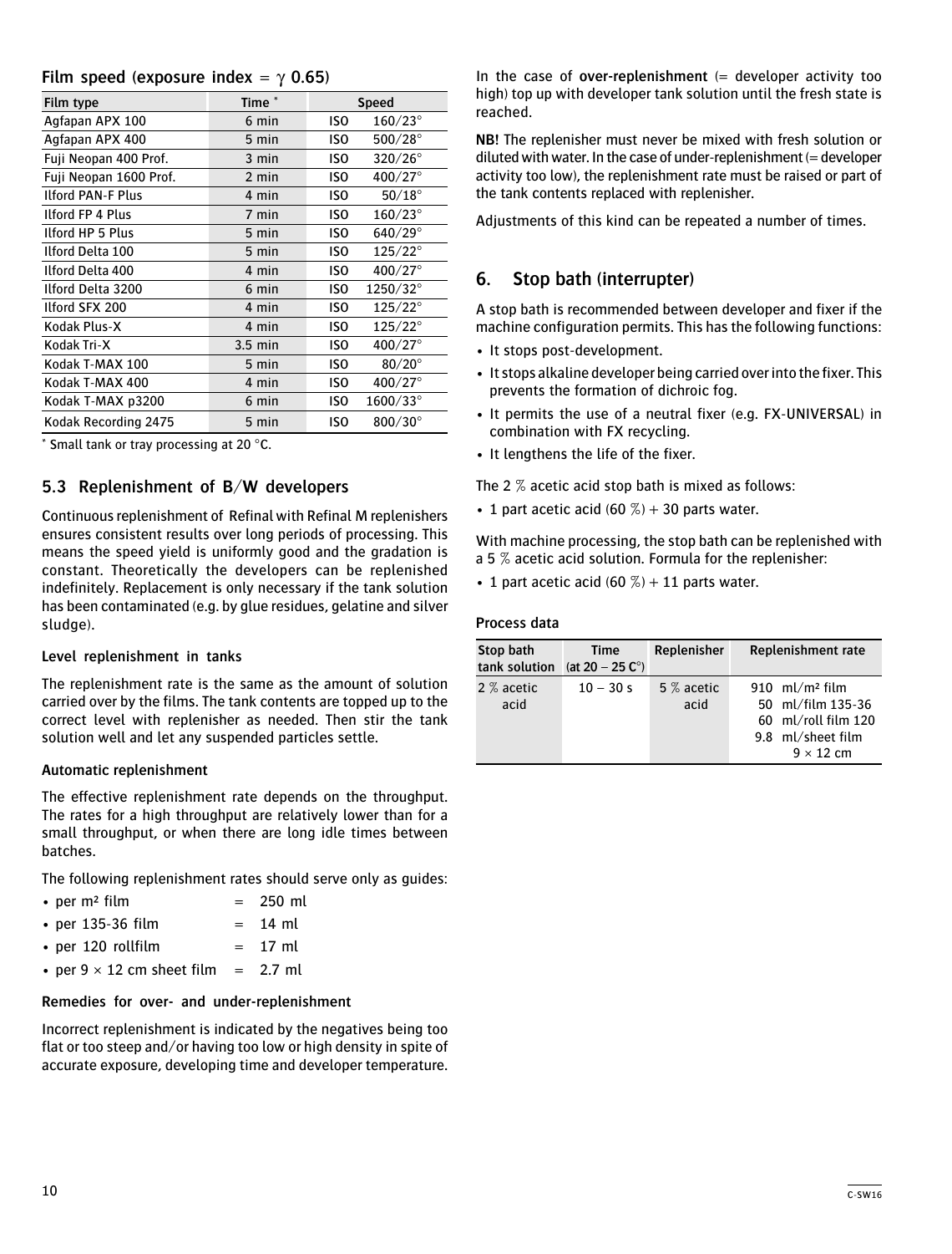**Film speed (exposure index = $\gamma$ 0.65)**

| Film type | Time * | Speed | |
|---|---|---|---|
| Agfapan APX 100 | 6 min | ISO | 160/23° |
| Agfapan APX 400 | 5 min | ISO | 500/28° |
| Fuji Neopan 400 Prof. | 3 min | ISO | 320/26° |
| Fuji Neopan 1600 Prof. | 2 min | ISO | 400/27° |
| Ilford PAN-F Plus | 4 min | ISO | 50/18° |
| Ilford FP 4 Plus | 7 min | ISO | 160/23° |
| Ilford HP 5 Plus | 5 min | ISO | 640/29° |
| Ilford Delta 100 | 5 min | ISO | 125/22° |
| Ilford Delta 400 | 4 min | ISO | 400/27° |
| Ilford Delta 3200 | 6 min | ISO | 1250/32° |
| Ilford SFX 200 | 4 min | ISO | 125/22° |
| Kodak Plus-X | 4 min | ISO | 125/22° |
| Kodak Tri-X | 3.5 min | ISO | 400/27° |
| Kodak T-MAX 100 | 5 min | ISO | 80/20° |
| Kodak T-MAX 400 | 4 min | ISO | 400/27° |
| Kodak T-MAX p3200 | 6 min | ISO | 1600/33° |
| Kodak Recording 2475 | 5 min | ISO | 800/30° |

* Small tank or tray processing at 20 °C.

### 5.3 Replenishment of B/W developers

Continuous replenishment of Refinal with Refinal M replenishers ensures consistent results over long periods of processing. This means the speed yield is uniformly good and the gradation is constant. Theoretically the developers can be replenished indefinitely. Replacement is only necessary if the tank solution has been contaminated (e.g. by glue residues, gelatine and silver sludge).

**Level replenishment in tanks**

The replenishment rate is the same as the amount of solution carried over by the films. The tank contents are topped up to the correct level with replenisher as needed. Then stir the tank solution well and let any suspended particles settle.

**Automatic replenishment**

The effective replenishment rate depends on the throughput. The rates for a high throughput are relatively lower than for a small throughput, or when there are long idle times between batches.

The following replenishment rates should serve only as guides:

- per m² film = 250 ml
- per 135-36 film = 14 ml
- per 120 rollfilm = 17 ml
- per 9 × 12 cm sheet film = 2.7 ml

**Remedies for over- and under-replenishment**

Incorrect replenishment is indicated by the negatives being too flat or too steep and/or having too low or high density in spite of accurate exposure, developing time and developer temperature.

In the case of **over-replenishment** (= developer activity too high) top up with developer tank solution until the fresh state is reached.

**NB!** The replenisher must never be mixed with fresh solution or diluted with water. In the case of under-replenishment (= developer activity too low), the replenishment rate must be raised or part of the tank contents replaced with replenisher.

Adjustments of this kind can be repeated a number of times.

## 6. Stop bath (interrupter)

A stop bath is recommended between developer and fixer if the machine configuration permits. This has the following functions:

- It stops post-development.
- It stops alkaline developer being carried over into the fixer. This prevents the formation of dichroic fog.
- It permits the use of a neutral fixer (e.g. FX-UNIVERSAL) in combination with FX recycling.
- It lengthens the life of the fixer.

The 2 % acetic acid stop bath is mixed as follows:

- 1 part acetic acid (60 %) + 30 parts water.

With machine processing, the stop bath can be replenished with a 5 % acetic acid solution. Formula for the replenisher:

- 1 part acetic acid (60 %) + 11 parts water.

**Process data**

| Stop bath tank solution | Time (at 20 – 25 C°) | Replenisher | Replenishment rate |
|---|---|---|---|
| 2 % acetic acid | 10 – 30 s | 5 % acetic acid | 910 ml/m² film<br>50 ml/film 135-36<br>60 ml/roll film 120<br>9.8 ml/sheet film 9 × 12 cm |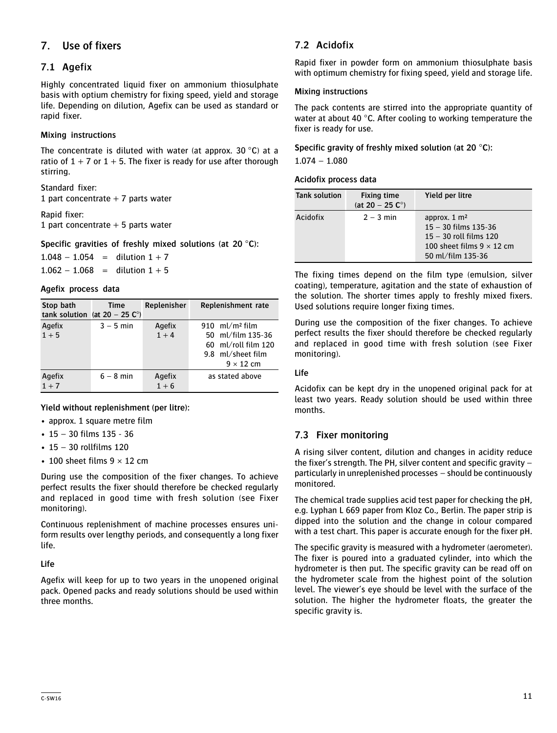## 7. Use of fixers

### 7.1 Agefix

Highly concentrated liquid fixer on ammonium thiosulphate basis with optium chemistry for fixing speed, yield and storage life. Depending on dilution, Agefix can be used as standard or rapid fixer.

#### Mixing instructions

The concentrate is diluted with water (at approx. 30 °C) at a ratio of 1 + 7 or 1 + 5. The fixer is ready for use after thorough stirring.

Standard fixer:
1 part concentrate + 7 parts water

Rapid fixer:
1 part concentrate + 5 parts water

#### Specific gravities of freshly mixed solutions (at 20 °C):

1.048 – 1.054 = dilution 1 + 7

1.062 – 1.068 = dilution 1 + 5

#### Agefix process data

| Stop bath tank solution | Time (at 20 – 25 C°) | Replenisher | Replenishment rate |
|---|---|---|---|
| Agefix 1 + 5 | 3 – 5 min | Agefix 1 + 4 | 910 ml/m² film<br>50 ml/film 135-36<br>60 ml/roll film 120<br>9.8 ml/sheet film 9 × 12 cm |
| Agefix 1 + 7 | 6 – 8 min | Agefix 1 + 6 | as stated above |

#### Yield without replenishment (per litre):

- approx. 1 square metre film
- 15 – 30 films 135 - 36
- 15 – 30 rollfilms 120
- 100 sheet films 9 × 12 cm

During use the composition of the fixer changes. To achieve perfect results the fixer should therefore be checked regularly and replaced in good time with fresh solution (see Fixer monitoring).

Continuous replenishment of machine processes ensures uniform results over lengthy periods, and consequently a long fixer life.

#### Life

Agefix will keep for up to two years in the unopened original pack. Opened packs and ready solutions should be used within three months.

### 7.2 Acidofix

Rapid fixer in powder form on ammonium thiosulphate basis with optimum chemistry for fixing speed, yield and storage life.

#### Mixing instructions

The pack contents are stirred into the appropriate quantity of water at about 40 °C. After cooling to working temperature the fixer is ready for use.

#### Specific gravity of freshly mixed solution (at 20 °C):

1.074 – 1.080

#### Acidofix process data

| Tank solution | Fixing time (at 20 – 25 C°) | Yield per litre |
|---|---|---|
| Acidofix | 2 – 3 min | approx. 1 m²<br>15 – 30 films 135-36<br>15 – 30 roll films 120<br>100 sheet films 9 × 12 cm<br>50 ml/film 135-36 |

The fixing times depend on the film type (emulsion, silver coating), temperature, agitation and the state of exhaustion of the solution. The shorter times apply to freshly mixed fixers. Used solutions require longer fixing times.

During use the composition of the fixer changes. To achieve perfect results the fixer should therefore be checked regularly and replaced in good time with fresh solution (see Fixer monitoring).

#### Life

Acidofix can be kept dry in the unopened original pack for at least two years. Ready solution should be used within three months.

### 7.3 Fixer monitoring

A rising silver content, dilution and changes in acidity reduce the fixer's strength. The PH, silver content and specific gravity – particularly in unreplenished processes – should be continuously monitored.

The chemical trade supplies acid test paper for checking the pH, e.g. Lyphan L 669 paper from Kloz Co., Berlin. The paper strip is dipped into the solution and the change in colour compared with a test chart. This paper is accurate enough for the fixer pH.

The specific gravity is measured with a hydrometer (aerometer). The fixer is poured into a graduated cylinder, into which the hydrometer is then put. The specific gravity can be read off on the hydrometer scale from the highest point of the solution level. The viewer's eye should be level with the surface of the solution. The higher the hydrometer floats, the greater the specific gravity is.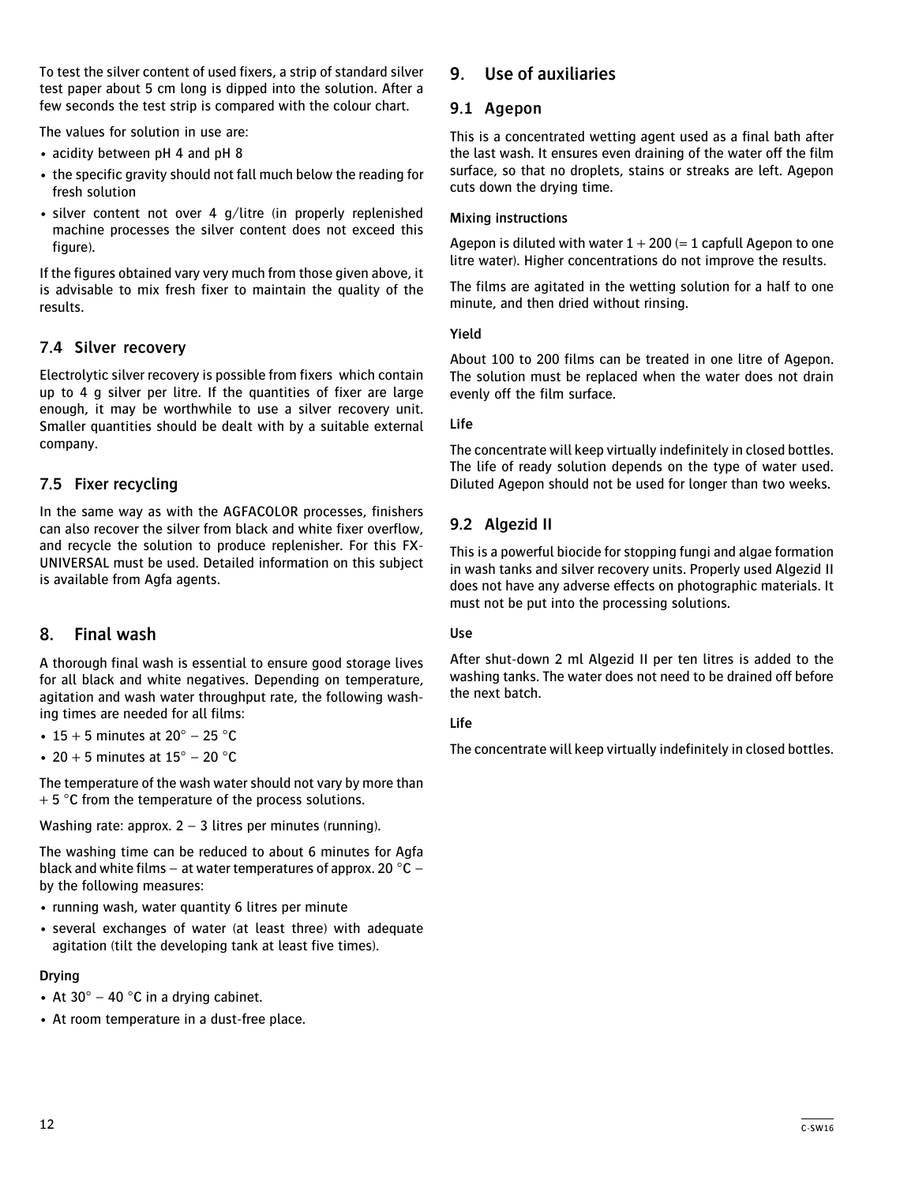To test the silver content of used fixers, a strip of standard silver test paper about 5 cm long is dipped into the solution. After a few seconds the test strip is compared with the colour chart.

The values for solution in use are:

- acidity between pH 4 and pH 8
- the specific gravity should not fall much below the reading for fresh solution
- silver content not over 4 g/litre (in properly replenished machine processes the silver content does not exceed this figure).

If the figures obtained vary very much from those given above, it is advisable to mix fresh fixer to maintain the quality of the results.

### 7.4 Silver recovery

Electrolytic silver recovery is possible from fixers which contain up to 4 g silver per litre. If the quantities of fixer are large enough, it may be worthwhile to use a silver recovery unit. Smaller quantities should be dealt with by a suitable external company.

### 7.5 Fixer recycling

In the same way as with the AGFACOLOR processes, finishers can also recover the silver from black and white fixer overflow, and recycle the solution to produce replenisher. For this FX-UNIVERSAL must be used. Detailed information on this subject is available from Agfa agents.

## 8. Final wash

A thorough final wash is essential to ensure good storage lives for all black and white negatives. Depending on temperature, agitation and wash water throughput rate, the following washing times are needed for all films:

- 15 + 5 minutes at 20° – 25 °C
- 20 + 5 minutes at 15° – 20 °C

The temperature of the wash water should not vary by more than + 5 °C from the temperature of the process solutions.

Washing rate: approx. 2 – 3 litres per minutes (running).

The washing time can be reduced to about 6 minutes for Agfa black and white films – at water temperatures of approx. 20 °C – by the following measures:

- running wash, water quantity 6 litres per minute
- several exchanges of water (at least three) with adequate agitation (tilt the developing tank at least five times).

#### Drying

- At 30° – 40 °C in a drying cabinet.
- At room temperature in a dust-free place.

## 9. Use of auxiliaries

### 9.1 Agepon

This is a concentrated wetting agent used as a final bath after the last wash. It ensures even draining of the water off the film surface, so that no droplets, stains or streaks are left. Agepon cuts down the drying time.

#### Mixing instructions

Agepon is diluted with water 1 + 200 (= 1 capfull Agepon to one litre water). Higher concentrations do not improve the results.

The films are agitated in the wetting solution for a half to one minute, and then dried without rinsing.

#### Yield

About 100 to 200 films can be treated in one litre of Agepon. The solution must be replaced when the water does not drain evenly off the film surface.

#### Life

The concentrate will keep virtually indefinitely in closed bottles. The life of ready solution depends on the type of water used. Diluted Agepon should not be used for longer than two weeks.

### 9.2 Algezid II

This is a powerful biocide for stopping fungi and algae formation in wash tanks and silver recovery units. Properly used Algezid II does not have any adverse effects on photographic materials. It must not be put into the processing solutions.

#### Use

After shut-down 2 ml Algezid II per ten litres is added to the washing tanks. The water does not need to be drained off before the next batch.

#### Life

The concentrate will keep virtually indefinitely in closed bottles.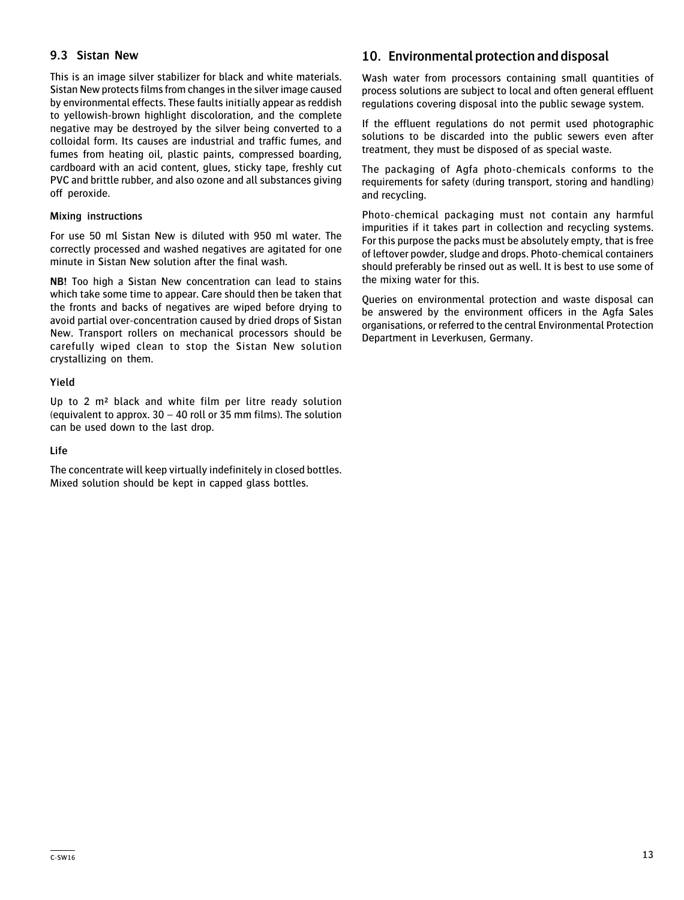### 9.3 Sistan New

This is an image silver stabilizer for black and white materials. Sistan New protects films from changes in the silver image caused by environmental effects. These faults initially appear as reddish to yellowish-brown highlight discoloration, and the complete negative may be destroyed by the silver being converted to a colloidal form. Its causes are industrial and traffic fumes, and fumes from heating oil, plastic paints, compressed boarding, cardboard with an acid content, glues, sticky tape, freshly cut PVC and brittle rubber, and also ozone and all substances giving off peroxide.

#### Mixing instructions

For use 50 ml Sistan New is diluted with 950 ml water. The correctly processed and washed negatives are agitated for one minute in Sistan New solution after the final wash.

**NB!** Too high a Sistan New concentration can lead to stains which take some time to appear. Care should then be taken that the fronts and backs of negatives are wiped before drying to avoid partial over-concentration caused by dried drops of Sistan New. Transport rollers on mechanical processors should be carefully wiped clean to stop the Sistan New solution crystallizing on them.

#### Yield

Up to 2 m² black and white film per litre ready solution (equivalent to approx. 30 – 40 roll or 35 mm films). The solution can be used down to the last drop.

#### Life

The concentrate will keep virtually indefinitely in closed bottles. Mixed solution should be kept in capped glass bottles.

## 10. Environmental protection and disposal

Wash water from processors containing small quantities of process solutions are subject to local and often general effluent regulations covering disposal into the public sewage system.

If the effluent regulations do not permit used photographic solutions to be discarded into the public sewers even after treatment, they must be disposed of as special waste.

The packaging of Agfa photo-chemicals conforms to the requirements for safety (during transport, storing and handling) and recycling.

Photo-chemical packaging must not contain any harmful impurities if it takes part in collection and recycling systems. For this purpose the packs must be absolutely empty, that is free of leftover powder, sludge and drops. Photo-chemical containers should preferably be rinsed out as well. It is best to use some of the mixing water for this.

Queries on environmental protection and waste disposal can be answered by the environment officers in the Agfa Sales organisations, or referred to the central Environmental Protection Department in Leverkusen, Germany.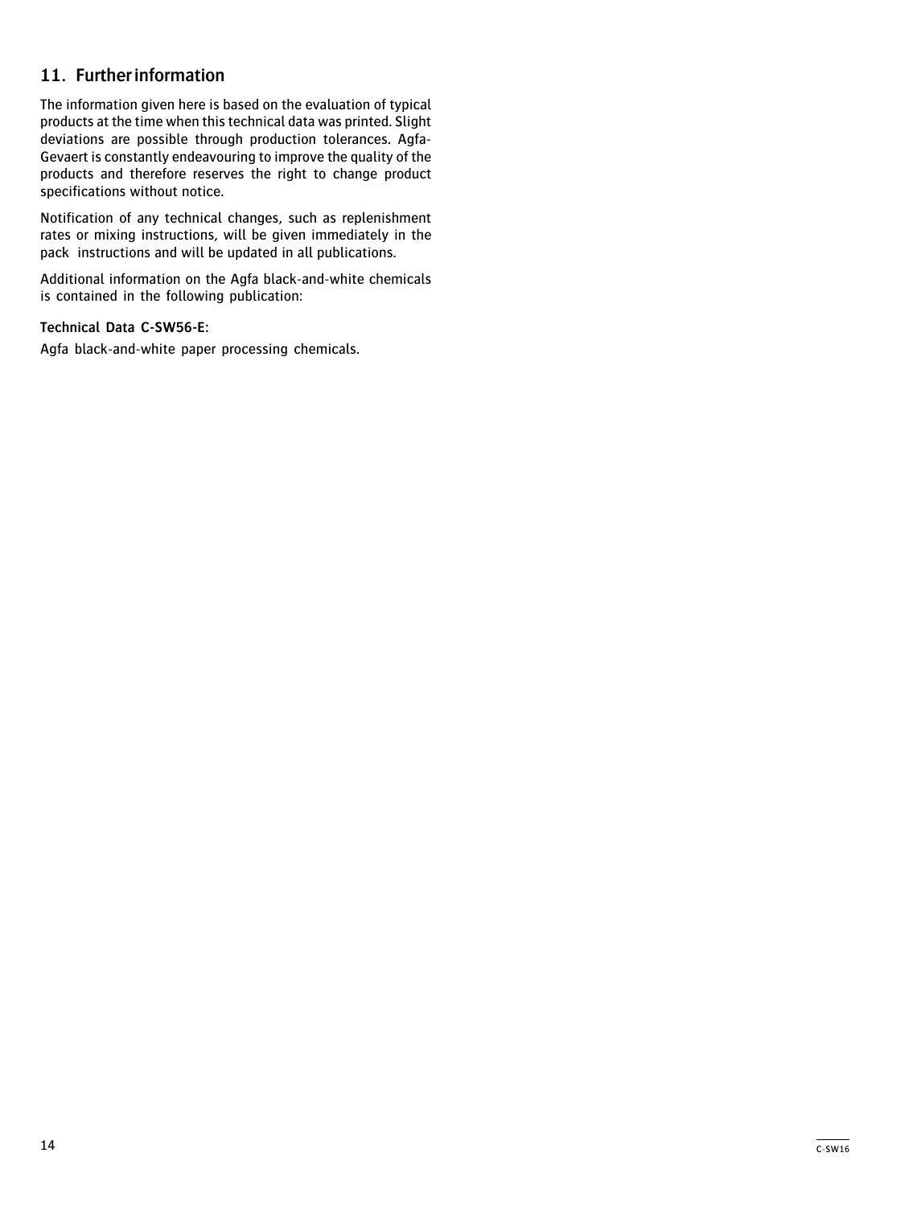## 11. Further information

The information given here is based on the evaluation of typical products at the time when this technical data was printed. Slight deviations are possible through production tolerances. Agfa-Gevaert is constantly endeavouring to improve the quality of the products and therefore reserves the right to change product specifications without notice.

Notification of any technical changes, such as replenishment rates or mixing instructions, will be given immediately in the pack instructions and will be updated in all publications.

Additional information on the Agfa black-and-white chemicals is contained in the following publication:

**Technical Data C-SW56-E:**

Agfa black-and-white paper processing chemicals.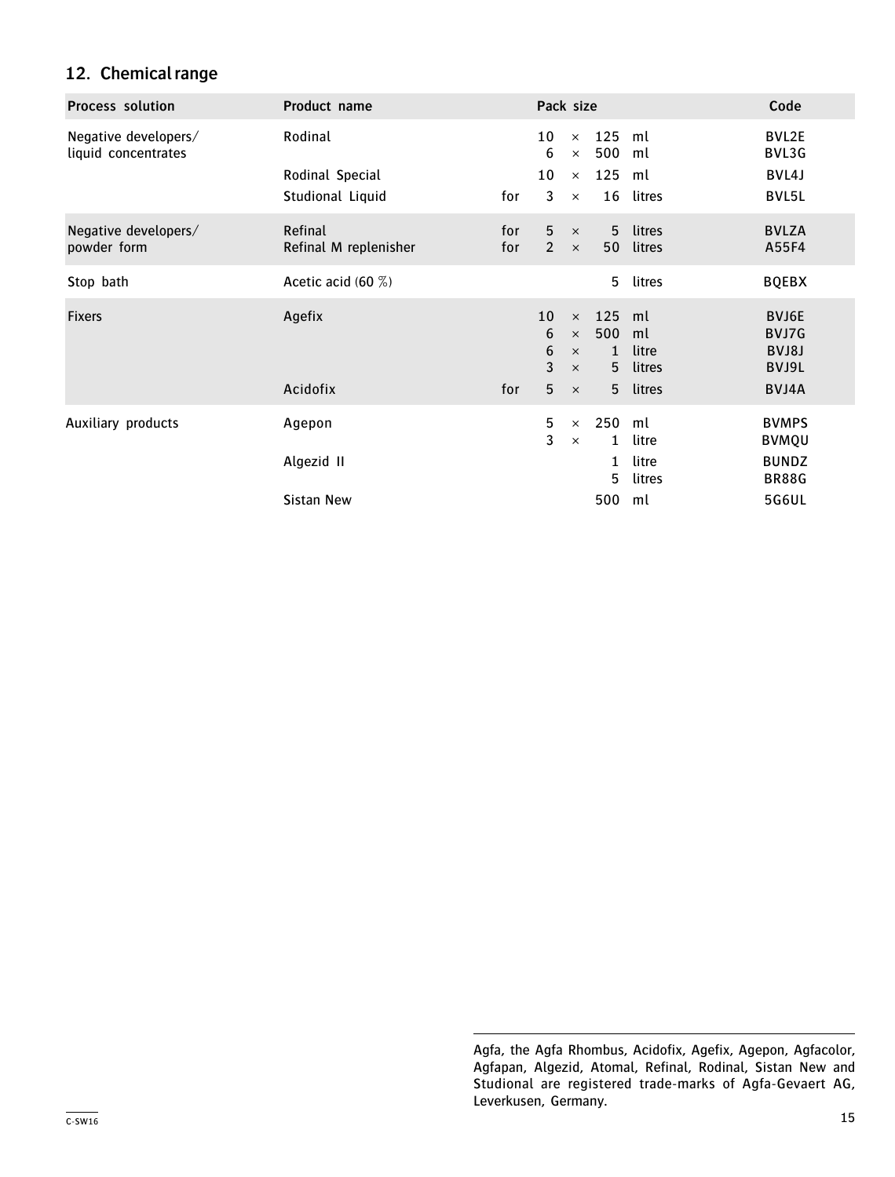## 12. Chemical range

| Process solution | Product name | Pack size | Code |
|---|---|---|---|
| Negative developers/ liquid concentrates | Rodinal | 10 × 125 ml | BVL2E |
| | | 6 × 500 ml | BVL3G |
| | Rodinal Special | 10 × 125 ml | BVL4J |
| | Studional Liquid | for 3 × 16 litres | BVL5L |
| Negative developers/ powder form | Refinal | for 5 × 5 litres | BVLZA |
| | Refinal M replenisher | for 2 × 50 litres | A55F4 |
| Stop bath | Acetic acid (60 %) | 5 litres | BQEBX |
| Fixers | Agefix | 10 × 125 ml | BVJ6E |
| | | 6 × 500 ml | BVJ7G |
| | | 6 × 1 litre | BVJ8J |
| | | 3 × 5 litres | BVJ9L |
| | Acidofix | for 5 × 5 litres | BVJ4A |
| Auxiliary products | Agepon | 5 × 250 ml | BVMPS |
| | | 3 × 1 litre | BVMQU |
| | Algezid II | 1 litre | BUNDZ |
| | | 5 litres | BR88G |
| | Sistan New | 500 ml | 5G6UL |

Agfa, the Agfa Rhombus, Acidofix, Agefix, Agepon, Agfacolor, Agfapan, Algezid, Atomal, Refinal, Rodinal, Sistan New and Studional are registered trade-marks of Agfa-Gevaert AG, Leverkusen, Germany.

C-SW16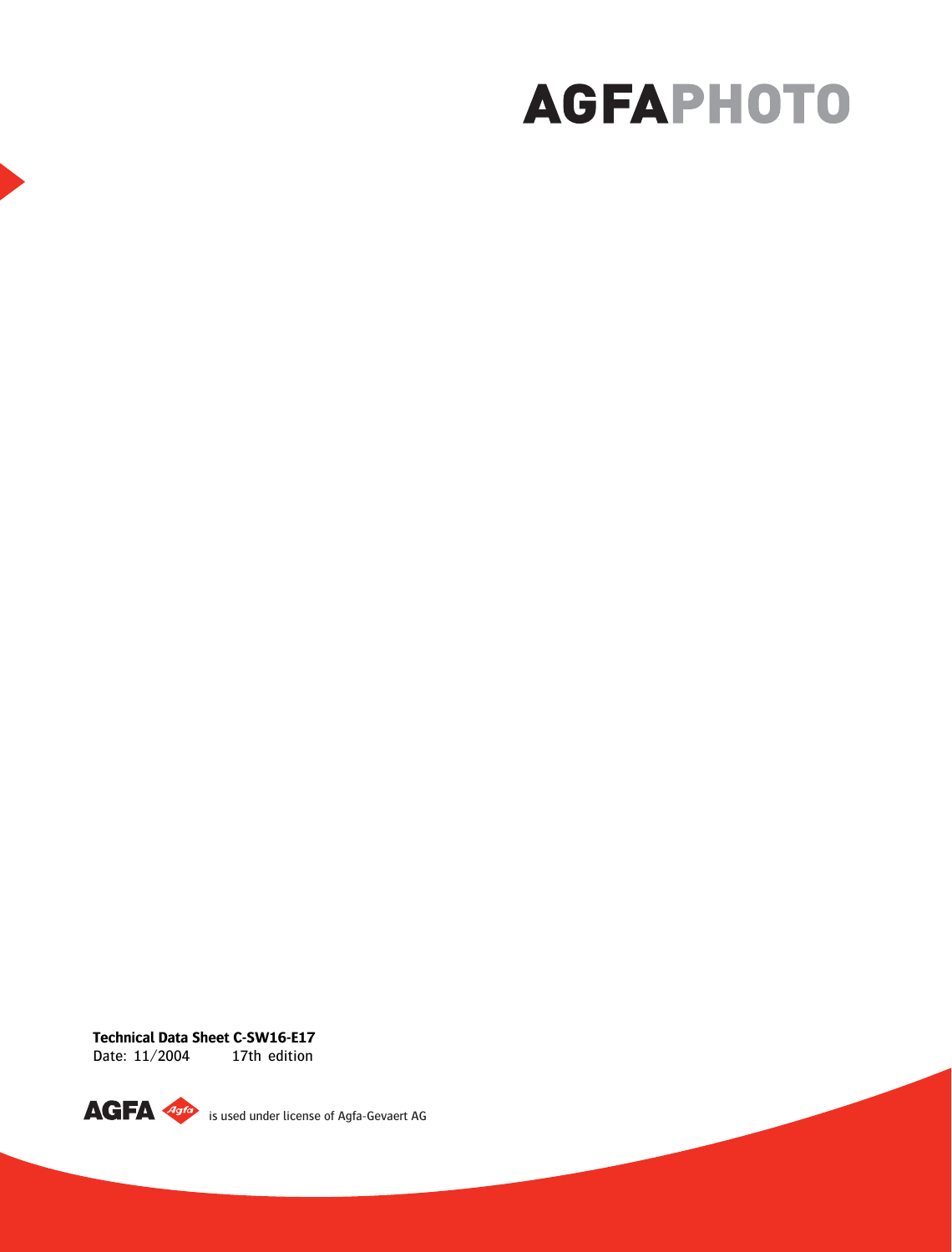AGFAPHOTO

**Technical Data Sheet C-SW16-E17**
Date: 11/2004 17th edition

AGFA Agfa is used under license of Agfa-Gevaert AG